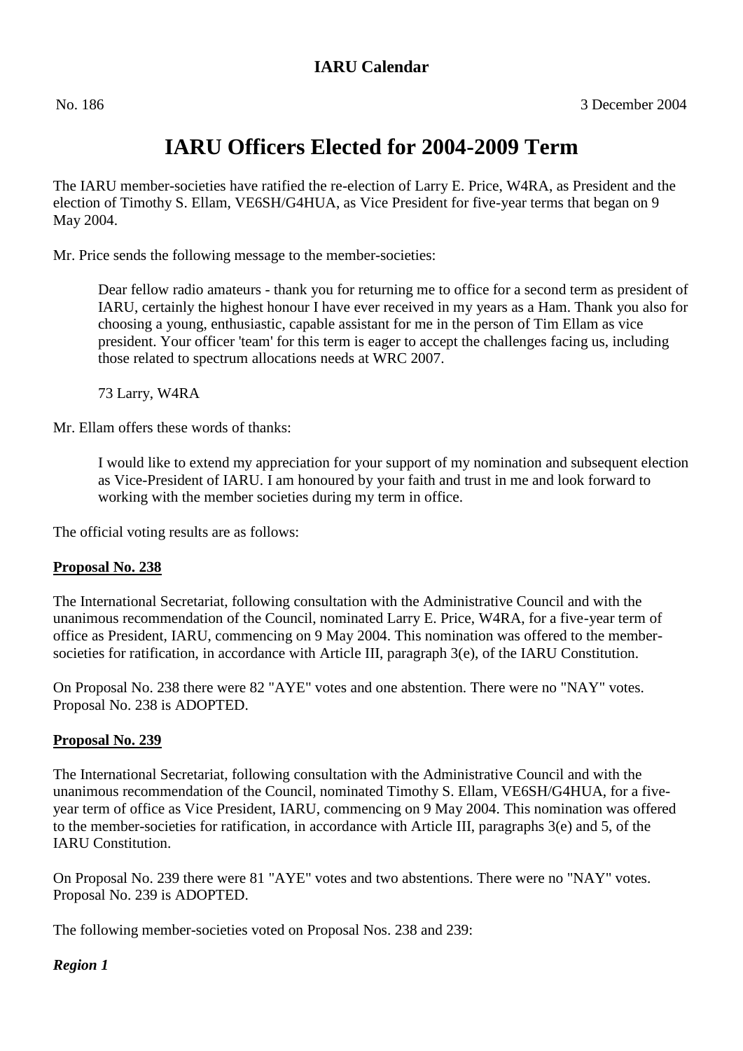## IARU Calendar

No. 186 3 December 2004

# IARU Officers Elected for 2004-2009 Term

The IARU member-societies have ratified the re-election of Larry E. Price, W4RA, as President and the election of Timothy S. Ellam, VE6SH/G4HUA, as Vice President for five-year terms that began on 9 May 2004.

Mr. Price sends the following message to the member-societies:

> Dear fellow radio amateurs - thank you for returning me to office for a second term as president of IARU, certainly the highest honour I have ever received in my years as a Ham. Thank you also for choosing a young, enthusiastic, capable assistant for me in the person of Tim Ellam as vice president. Your officer 'team' for this term is eager to accept the challenges facing us, including those related to spectrum allocations needs at WRC 2007.
>
> 73 Larry, W4RA

Mr. Ellam offers these words of thanks:

> I would like to extend my appreciation for your support of my nomination and subsequent election as Vice-President of IARU. I am honoured by your faith and trust in me and look forward to working with the member societies during my term in office.

The official voting results are as follows:

**Proposal No. 238**

The International Secretariat, following consultation with the Administrative Council and with the unanimous recommendation of the Council, nominated Larry E. Price, W4RA, for a five-year term of office as President, IARU, commencing on 9 May 2004. This nomination was offered to the member-societies for ratification, in accordance with Article III, paragraph 3(e), of the IARU Constitution.

On Proposal No. 238 there were 82 "AYE" votes and one abstention. There were no "NAY" votes. Proposal No. 238 is ADOPTED.

**Proposal No. 239**

The International Secretariat, following consultation with the Administrative Council and with the unanimous recommendation of the Council, nominated Timothy S. Ellam, VE6SH/G4HUA, for a five-year term of office as Vice President, IARU, commencing on 9 May 2004. This nomination was offered to the member-societies for ratification, in accordance with Article III, paragraphs 3(e) and 5, of the IARU Constitution.

On Proposal No. 239 there were 81 "AYE" votes and two abstentions. There were no "NAY" votes. Proposal No. 239 is ADOPTED.

The following member-societies voted on Proposal Nos. 238 and 239:

***Region 1***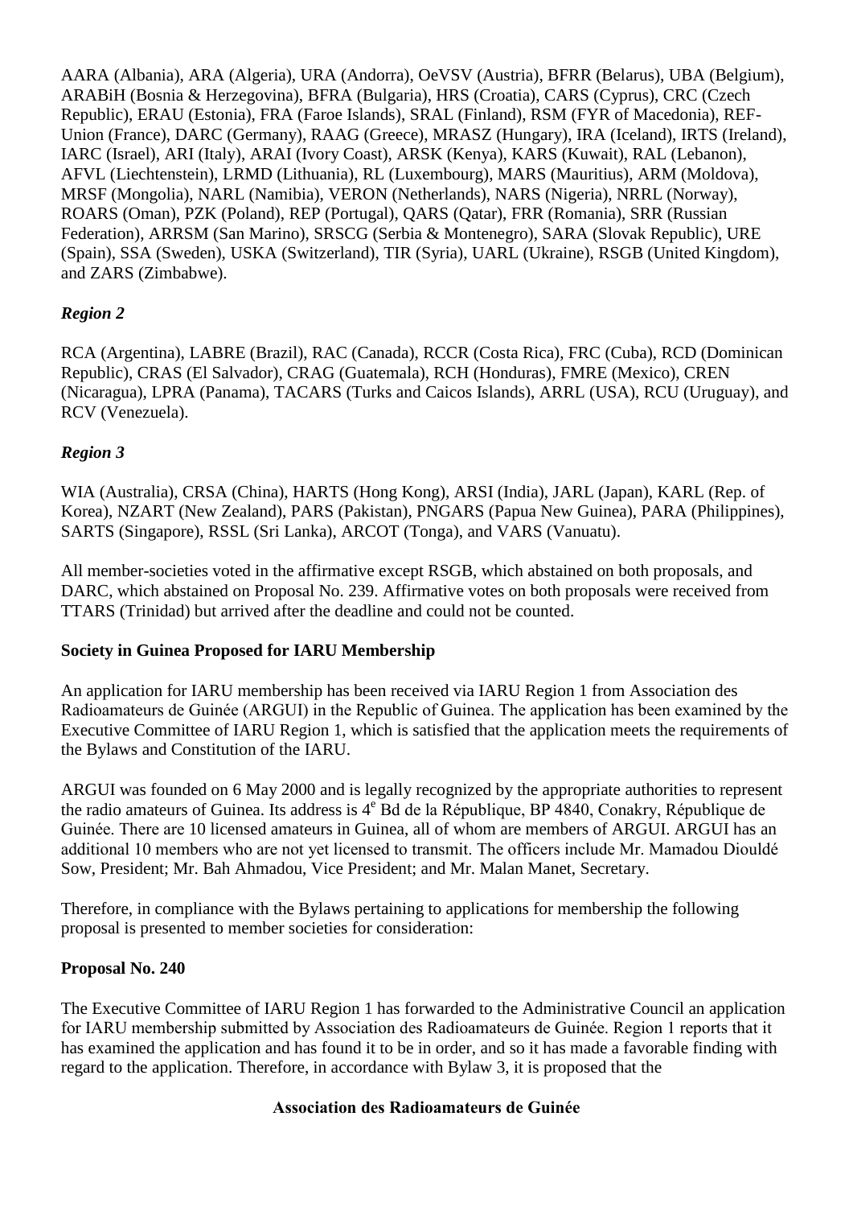AARA (Albania), ARA (Algeria), URA (Andorra), OeVSV (Austria), BFRR (Belarus), UBA (Belgium), ARABiH (Bosnia & Herzegovina), BFRA (Bulgaria), HRS (Croatia), CARS (Cyprus), CRC (Czech Republic), ERAU (Estonia), FRA (Faroe Islands), SRAL (Finland), RSM (FYR of Macedonia), REF-Union (France), DARC (Germany), RAAG (Greece), MRASZ (Hungary), IRA (Iceland), IRTS (Ireland), IARC (Israel), ARI (Italy), ARAI (Ivory Coast), ARSK (Kenya), KARS (Kuwait), RAL (Lebanon), AFVL (Liechtenstein), LRMD (Lithuania), RL (Luxembourg), MARS (Mauritius), ARM (Moldova), MRSF (Mongolia), NARL (Namibia), VERON (Netherlands), NARS (Nigeria), NRRL (Norway), ROARS (Oman), PZK (Poland), REP (Portugal), QARS (Qatar), FRR (Romania), SRR (Russian Federation), ARRSM (San Marino), SRSCG (Serbia & Montenegro), SARA (Slovak Republic), URE (Spain), SSA (Sweden), USKA (Switzerland), TIR (Syria), UARL (Ukraine), RSGB (United Kingdom), and ZARS (Zimbabwe).

### *Region 2*

RCA (Argentina), LABRE (Brazil), RAC (Canada), RCCR (Costa Rica), FRC (Cuba), RCD (Dominican Republic), CRAS (El Salvador), CRAG (Guatemala), RCH (Honduras), FMRE (Mexico), CREN (Nicaragua), LPRA (Panama), TACARS (Turks and Caicos Islands), ARRL (USA), RCU (Uruguay), and RCV (Venezuela).

### *Region 3*

WIA (Australia), CRSA (China), HARTS (Hong Kong), ARSI (India), JARL (Japan), KARL (Rep. of Korea), NZART (New Zealand), PARS (Pakistan), PNGARS (Papua New Guinea), PARA (Philippines), SARTS (Singapore), RSSL (Sri Lanka), ARCOT (Tonga), and VARS (Vanuatu).

All member-societies voted in the affirmative except RSGB, which abstained on both proposals, and DARC, which abstained on Proposal No. 239. Affirmative votes on both proposals were received from TTARS (Trinidad) but arrived after the deadline and could not be counted.

## Society in Guinea Proposed for IARU Membership

An application for IARU membership has been received via IARU Region 1 from Association des Radioamateurs de Guinée (ARGUI) in the Republic of Guinea. The application has been examined by the Executive Committee of IARU Region 1, which is satisfied that the application meets the requirements of the Bylaws and Constitution of the IARU.

ARGUI was founded on 6 May 2000 and is legally recognized by the appropriate authorities to represent the radio amateurs of Guinea. Its address is 4[e] Bd de la République, BP 4840, Conakry, République de Guinée. There are 10 licensed amateurs in Guinea, all of whom are members of ARGUI. ARGUI has an additional 10 members who are not yet licensed to transmit. The officers include Mr. Mamadou Diouldé Sow, President; Mr. Bah Ahmadou, Vice President; and Mr. Malan Manet, Secretary.

Therefore, in compliance with the Bylaws pertaining to applications for membership the following proposal is presented to member societies for consideration:

## Proposal No. 240

The Executive Committee of IARU Region 1 has forwarded to the Administrative Council an application for IARU membership submitted by Association des Radioamateurs de Guinée. Region 1 reports that it has examined the application and has found it to be in order, and so it has made a favorable finding with regard to the application. Therefore, in accordance with Bylaw 3, it is proposed that the

**Association des Radioamateurs de Guinée**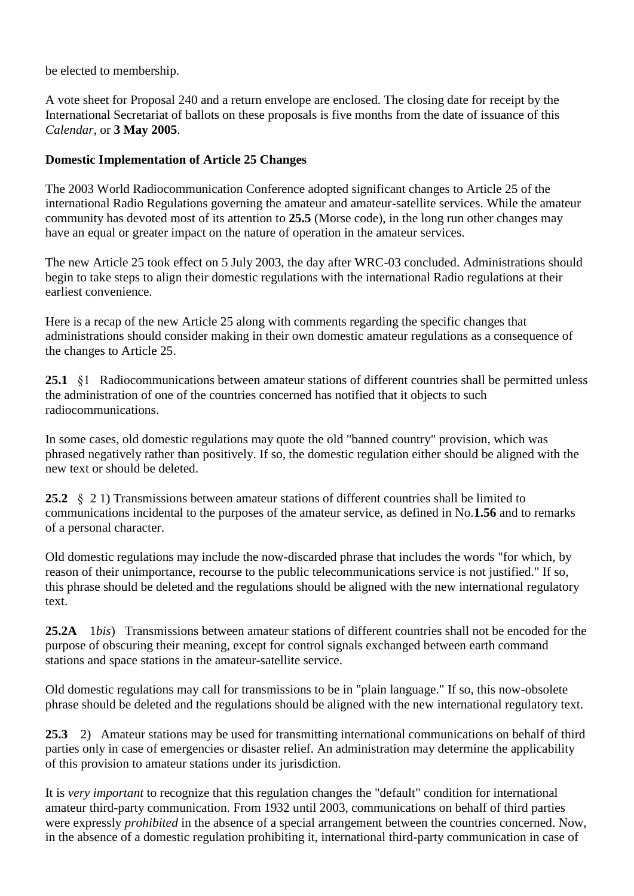be elected to membership.

A vote sheet for Proposal 240 and a return envelope are enclosed. The closing date for receipt by the International Secretariat of ballots on these proposals is five months from the date of issuance of this *Calendar*, or **3 May 2005**.

**Domestic Implementation of Article 25 Changes**

The 2003 World Radiocommunication Conference adopted significant changes to Article 25 of the international Radio Regulations governing the amateur and amateur-satellite services. While the amateur community has devoted most of its attention to **25.5** (Morse code), in the long run other changes may have an equal or greater impact on the nature of operation in the amateur services.

The new Article 25 took effect on 5 July 2003, the day after WRC-03 concluded. Administrations should begin to take steps to align their domestic regulations with the international Radio regulations at their earliest convenience.

Here is a recap of the new Article 25 along with comments regarding the specific changes that administrations should consider making in their own domestic amateur regulations as a consequence of the changes to Article 25.

**25.1** §1 Radiocommunications between amateur stations of different countries shall be permitted unless the administration of one of the countries concerned has notified that it objects to such radiocommunications.

In some cases, old domestic regulations may quote the old "banned country" provision, which was phrased negatively rather than positively. If so, the domestic regulation either should be aligned with the new text or should be deleted.

**25.2** § 2 1) Transmissions between amateur stations of different countries shall be limited to communications incidental to the purposes of the amateur service, as defined in No.**1.56** and to remarks of a personal character.

Old domestic regulations may include the now-discarded phrase that includes the words "for which, by reason of their unimportance, recourse to the public telecommunications service is not justified." If so, this phrase should be deleted and the regulations should be aligned with the new international regulatory text.

**25.2A** 1*bis*) Transmissions between amateur stations of different countries shall not be encoded for the purpose of obscuring their meaning, except for control signals exchanged between earth command stations and space stations in the amateur-satellite service.

Old domestic regulations may call for transmissions to be in "plain language." If so, this now-obsolete phrase should be deleted and the regulations should be aligned with the new international regulatory text.

**25.3** 2) Amateur stations may be used for transmitting international communications on behalf of third parties only in case of emergencies or disaster relief. An administration may determine the applicability of this provision to amateur stations under its jurisdiction.

It is *very important* to recognize that this regulation changes the "default" condition for international amateur third-party communication. From 1932 until 2003, communications on behalf of third parties were expressly *prohibited* in the absence of a special arrangement between the countries concerned. Now, in the absence of a domestic regulation prohibiting it, international third-party communication in case of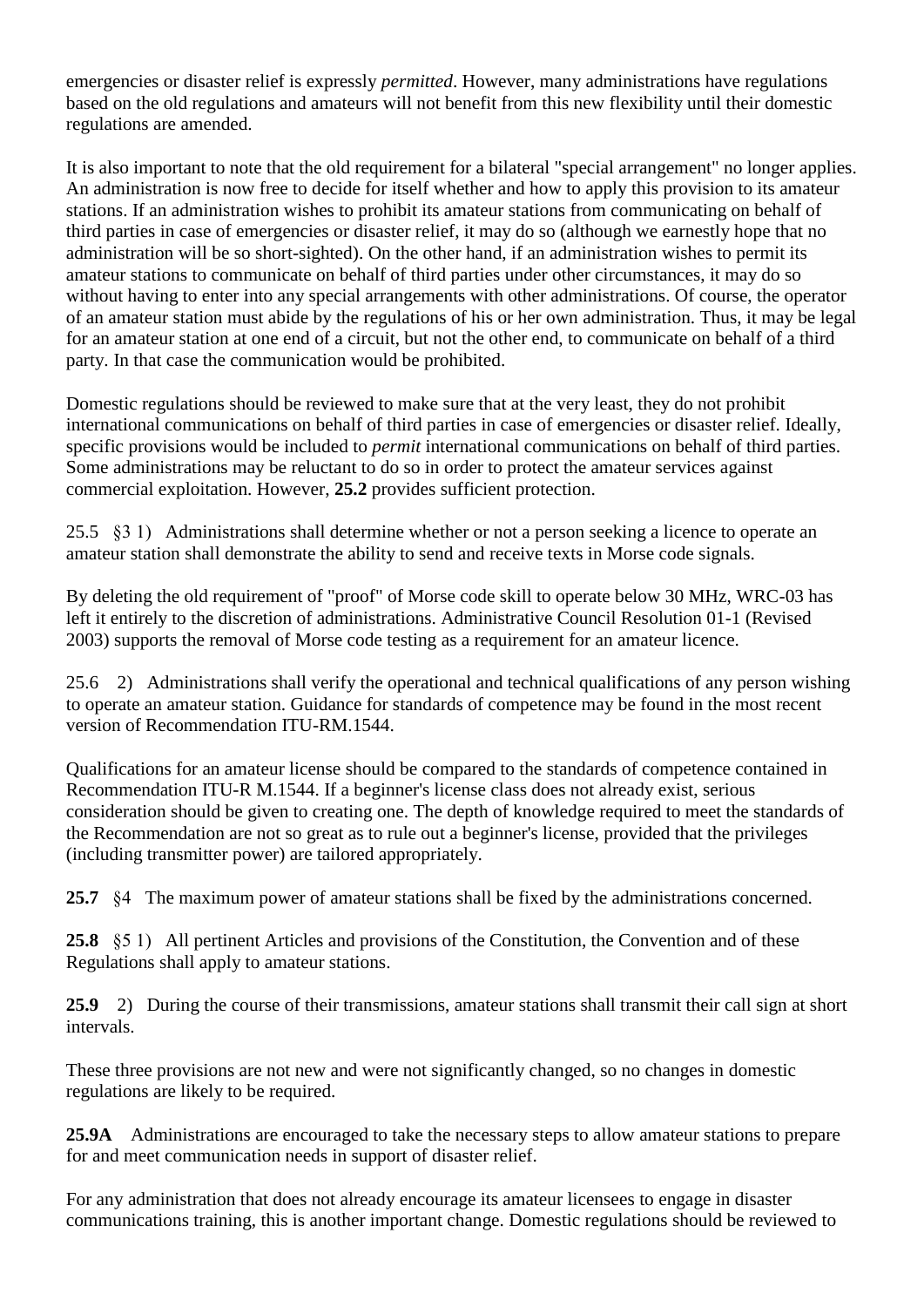emergencies or disaster relief is expressly *permitted*. However, many administrations have regulations based on the old regulations and amateurs will not benefit from this new flexibility until their domestic regulations are amended.

It is also important to note that the old requirement for a bilateral "special arrangement" no longer applies. An administration is now free to decide for itself whether and how to apply this provision to its amateur stations. If an administration wishes to prohibit its amateur stations from communicating on behalf of third parties in case of emergencies or disaster relief, it may do so (although we earnestly hope that no administration will be so short-sighted). On the other hand, if an administration wishes to permit its amateur stations to communicate on behalf of third parties under other circumstances, it may do so without having to enter into any special arrangements with other administrations. Of course, the operator of an amateur station must abide by the regulations of his or her own administration. Thus, it may be legal for an amateur station at one end of a circuit, but not the other end, to communicate on behalf of a third party. In that case the communication would be prohibited.

Domestic regulations should be reviewed to make sure that at the very least, they do not prohibit international communications on behalf of third parties in case of emergencies or disaster relief. Ideally, specific provisions would be included to *permit* international communications on behalf of third parties. Some administrations may be reluctant to do so in order to protect the amateur services against commercial exploitation. However, **25.2** provides sufficient protection.

25.5 §3 1) Administrations shall determine whether or not a person seeking a licence to operate an amateur station shall demonstrate the ability to send and receive texts in Morse code signals.

By deleting the old requirement of "proof" of Morse code skill to operate below 30 MHz, WRC-03 has left it entirely to the discretion of administrations. Administrative Council Resolution 01-1 (Revised 2003) supports the removal of Morse code testing as a requirement for an amateur licence.

25.6 2) Administrations shall verify the operational and technical qualifications of any person wishing to operate an amateur station. Guidance for standards of competence may be found in the most recent version of Recommendation ITU-RM.1544.

Qualifications for an amateur license should be compared to the standards of competence contained in Recommendation ITU-R M.1544. If a beginner's license class does not already exist, serious consideration should be given to creating one. The depth of knowledge required to meet the standards of the Recommendation are not so great as to rule out a beginner's license, provided that the privileges (including transmitter power) are tailored appropriately.

**25.7** §4 The maximum power of amateur stations shall be fixed by the administrations concerned.

**25.8** §5 1) All pertinent Articles and provisions of the Constitution, the Convention and of these Regulations shall apply to amateur stations.

**25.9** 2) During the course of their transmissions, amateur stations shall transmit their call sign at short intervals.

These three provisions are not new and were not significantly changed, so no changes in domestic regulations are likely to be required.

**25.9A** Administrations are encouraged to take the necessary steps to allow amateur stations to prepare for and meet communication needs in support of disaster relief.

For any administration that does not already encourage its amateur licensees to engage in disaster communications training, this is another important change. Domestic regulations should be reviewed to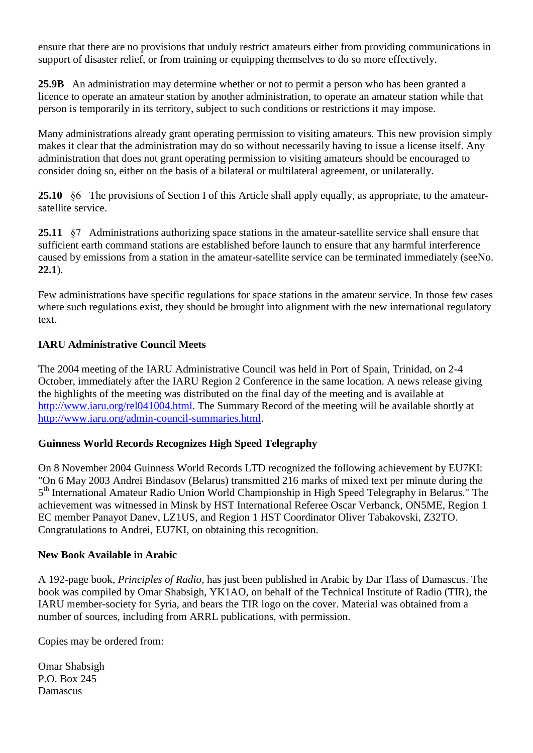ensure that there are no provisions that unduly restrict amateurs either from providing communications in support of disaster relief, or from training or equipping themselves to do so more effectively.

**25.9B** An administration may determine whether or not to permit a person who has been granted a licence to operate an amateur station by another administration, to operate an amateur station while that person is temporarily in its territory, subject to such conditions or restrictions it may impose.

Many administrations already grant operating permission to visiting amateurs. This new provision simply makes it clear that the administration may do so without necessarily having to issue a license itself. Any administration that does not grant operating permission to visiting amateurs should be encouraged to consider doing so, either on the basis of a bilateral or multilateral agreement, or unilaterally.

**25.10** §6 The provisions of Section I of this Article shall apply equally, as appropriate, to the amateur-satellite service.

**25.11** §7 Administrations authorizing space stations in the amateur-satellite service shall ensure that sufficient earth command stations are established before launch to ensure that any harmful interference caused by emissions from a station in the amateur-satellite service can be terminated immediately (seeNo. **22.1**).

Few administrations have specific regulations for space stations in the amateur service. In those few cases where such regulations exist, they should be brought into alignment with the new international regulatory text.

**IARU Administrative Council Meets**

The 2004 meeting of the IARU Administrative Council was held in Port of Spain, Trinidad, on 2-4 October, immediately after the IARU Region 2 Conference in the same location. A news release giving the highlights of the meeting was distributed on the final day of the meeting and is available at http://www.iaru.org/rel041004.html. The Summary Record of the meeting will be available shortly at http://www.iaru.org/admin-council-summaries.html.

**Guinness World Records Recognizes High Speed Telegraphy**

On 8 November 2004 Guinness World Records LTD recognized the following achievement by EU7KI: "On 6 May 2003 Andrei Bindasov (Belarus) transmitted 216 marks of mixed text per minute during the 5th International Amateur Radio Union World Championship in High Speed Telegraphy in Belarus." The achievement was witnessed in Minsk by HST International Referee Oscar Verbanck, ON5ME, Region 1 EC member Panayot Danev, LZ1US, and Region 1 HST Coordinator Oliver Tabakovski, Z32TO. Congratulations to Andrei, EU7KI, on obtaining this recognition.

**New Book Available in Arabic**

A 192-page book, *Principles of Radio*, has just been published in Arabic by Dar Tlass of Damascus. The book was compiled by Omar Shabsigh, YK1AO, on behalf of the Technical Institute of Radio (TIR), the IARU member-society for Syria, and bears the TIR logo on the cover. Material was obtained from a number of sources, including from ARRL publications, with permission.

Copies may be ordered from:

Omar Shabsigh  
P.O. Box 245  
Damascus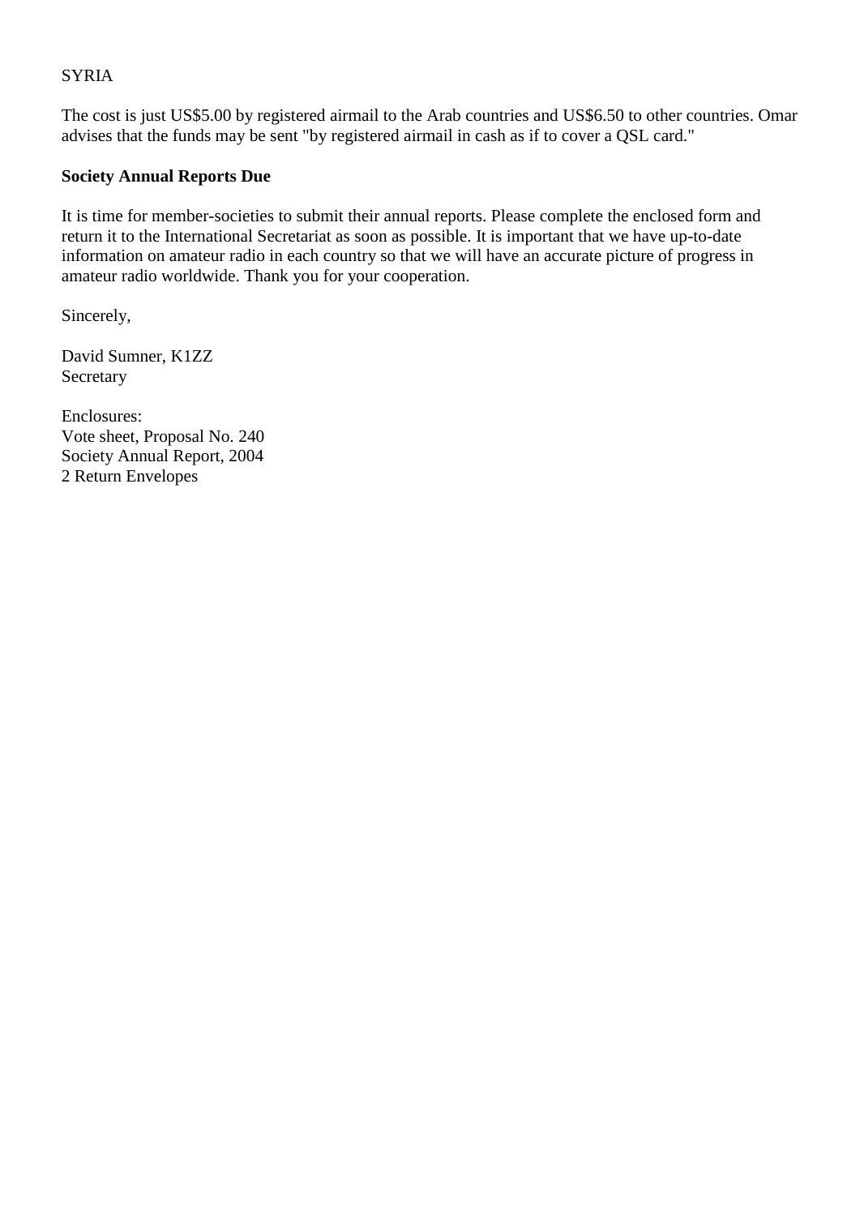SYRIA

The cost is just US$5.00 by registered airmail to the Arab countries and US$6.50 to other countries. Omar advises that the funds may be sent "by registered airmail in cash as if to cover a QSL card."

**Society Annual Reports Due**

It is time for member-societies to submit their annual reports. Please complete the enclosed form and return it to the International Secretariat as soon as possible. It is important that we have up-to-date information on amateur radio in each country so that we will have an accurate picture of progress in amateur radio worldwide. Thank you for your cooperation.

Sincerely,

David Sumner, K1ZZ
Secretary

Enclosures:
Vote sheet, Proposal No. 240
Society Annual Report, 2004
2 Return Envelopes